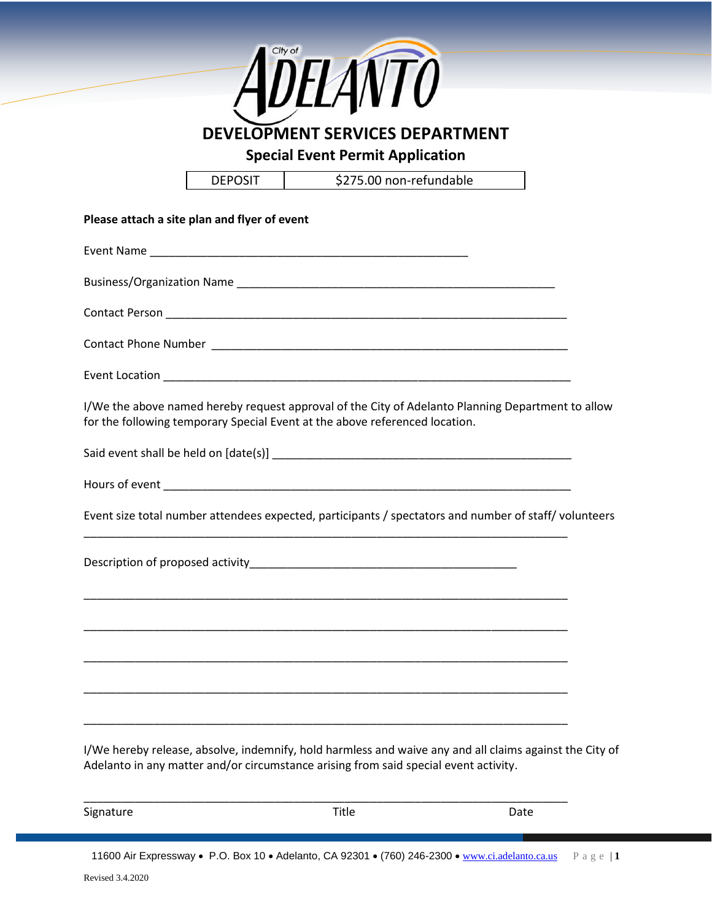City of ADELANTO

# DEVELOPMENT SERVICES DEPARTMENT

## Special Event Permit Application

| DEPOSIT | $275.00 non-refundable |
|---|---|

**Please attach a site plan and flyer of event**

Event Name ___________________________________________________

Business/Organization Name ___________________________________________________

Contact Person ___________________________________________________________________

Contact Phone Number _________________________________________________________

Event Location ____________________________________________________________________

I/We the above named hereby request approval of the City of Adelanto Planning Department to allow for the following temporary Special Event at the above referenced location.

Said event shall be held on [date(s)] ________________________________________________

Hours of event ____________________________________________________________________

Event size total number attendees expected, participants / spectators and number of staff/ volunteers

_____________________________________________________________________________

Description of proposed activity___________________________________________

_____________________________________________________________________________

_____________________________________________________________________________

_____________________________________________________________________________

_____________________________________________________________________________

_____________________________________________________________________________

I/We hereby release, absolve, indemnify, hold harmless and waive any and all claims against the City of Adelanto in any matter and/or circumstance arising from said special event activity.

_____________________________________________________________________________

Signature | Title | Date

11600 Air Expressway • P.O. Box 10 • Adelanto, CA 92301 • (760) 246-2300 • www.ci.adelanto.ca.us

Revised 3.4.2020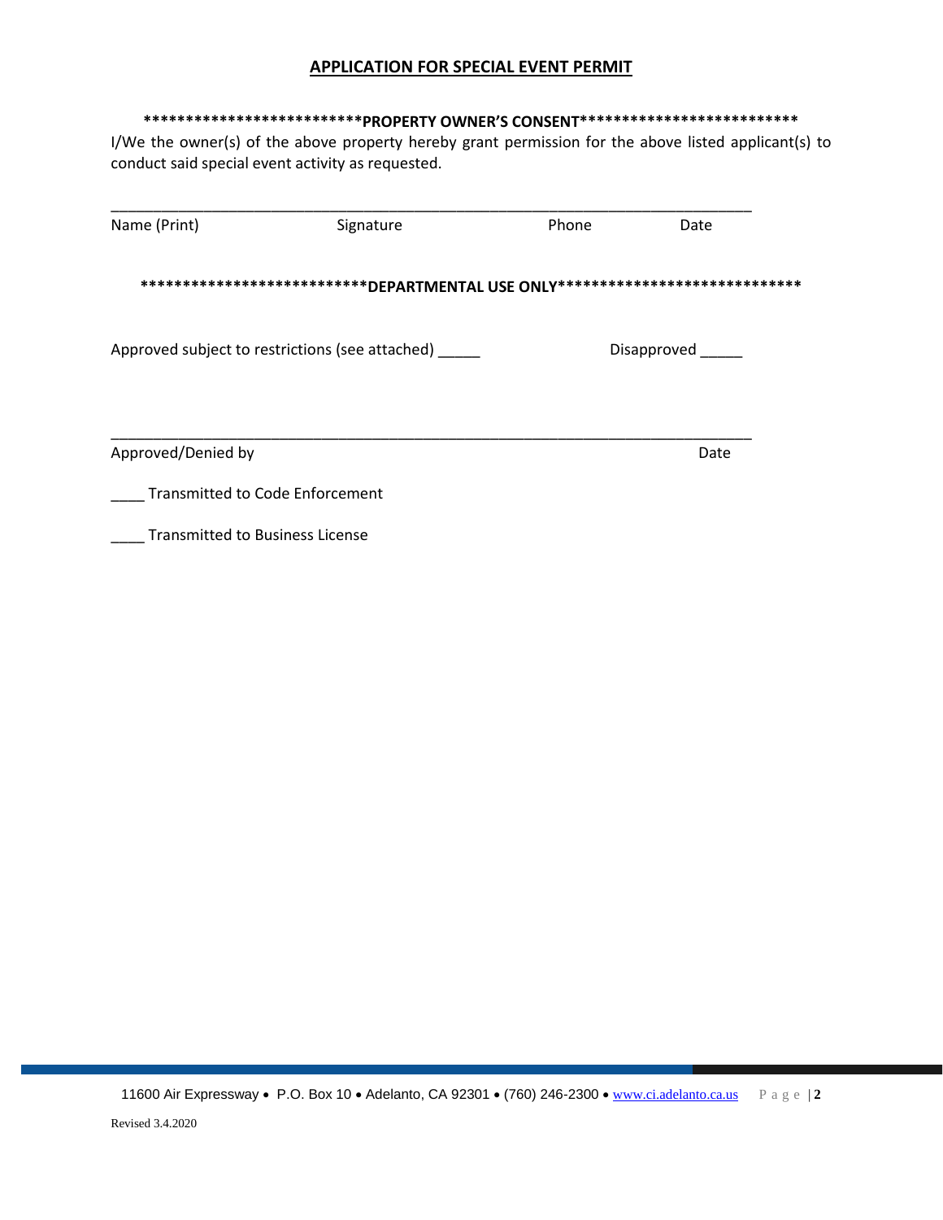## APPLICATION FOR SPECIAL EVENT PERMIT

**\*\*\*\*\*\*\*\*\*\*\*\*\*\*\*\*\*\*\*\*\*\*\*\*\*\*PROPERTY OWNER'S CONSENT\*\*\*\*\*\*\*\*\*\*\*\*\*\*\*\*\*\*\*\*\*\*\*\*\*\***

I/We the owner(s) of the above property hereby grant permission for the above listed applicant(s) to conduct said special event activity as requested.

\_\_\_\_\_\_\_\_\_\_\_\_\_\_\_\_\_\_\_\_\_\_\_\_\_\_\_\_\_\_\_\_\_\_\_\_\_\_\_\_\_\_\_\_\_\_\_\_\_\_\_\_\_\_\_\_\_\_\_\_\_\_\_\_\_\_\_\_\_\_\_\_\_\_\_\_

Name (Print)        Signature        Phone        Date

**\*\*\*\*\*\*\*\*\*\*\*\*\*\*\*\*\*\*\*\*\*\*\*\*\*\*\*DEPARTMENTAL USE ONLY\*\*\*\*\*\*\*\*\*\*\*\*\*\*\*\*\*\*\*\*\*\*\*\*\*\*\*\*\*\***

Approved subject to restrictions (see attached) \_\_\_\_\_        Disapproved \_\_\_\_\_

\_\_\_\_\_\_\_\_\_\_\_\_\_\_\_\_\_\_\_\_\_\_\_\_\_\_\_\_\_\_\_\_\_\_\_\_\_\_\_\_\_\_\_\_\_\_\_\_\_\_\_\_\_\_\_\_\_\_\_\_\_\_\_\_\_\_\_\_\_\_\_\_\_\_\_\_

Approved/Denied by        Date

\_\_\_\_ Transmitted to Code Enforcement

\_\_\_\_ Transmitted to Business License

11600 Air Expressway • P.O. Box 10 • Adelanto, CA 92301 • (760) 246-2300 • www.ci.adelanto.ca.us

Revised 3.4.2020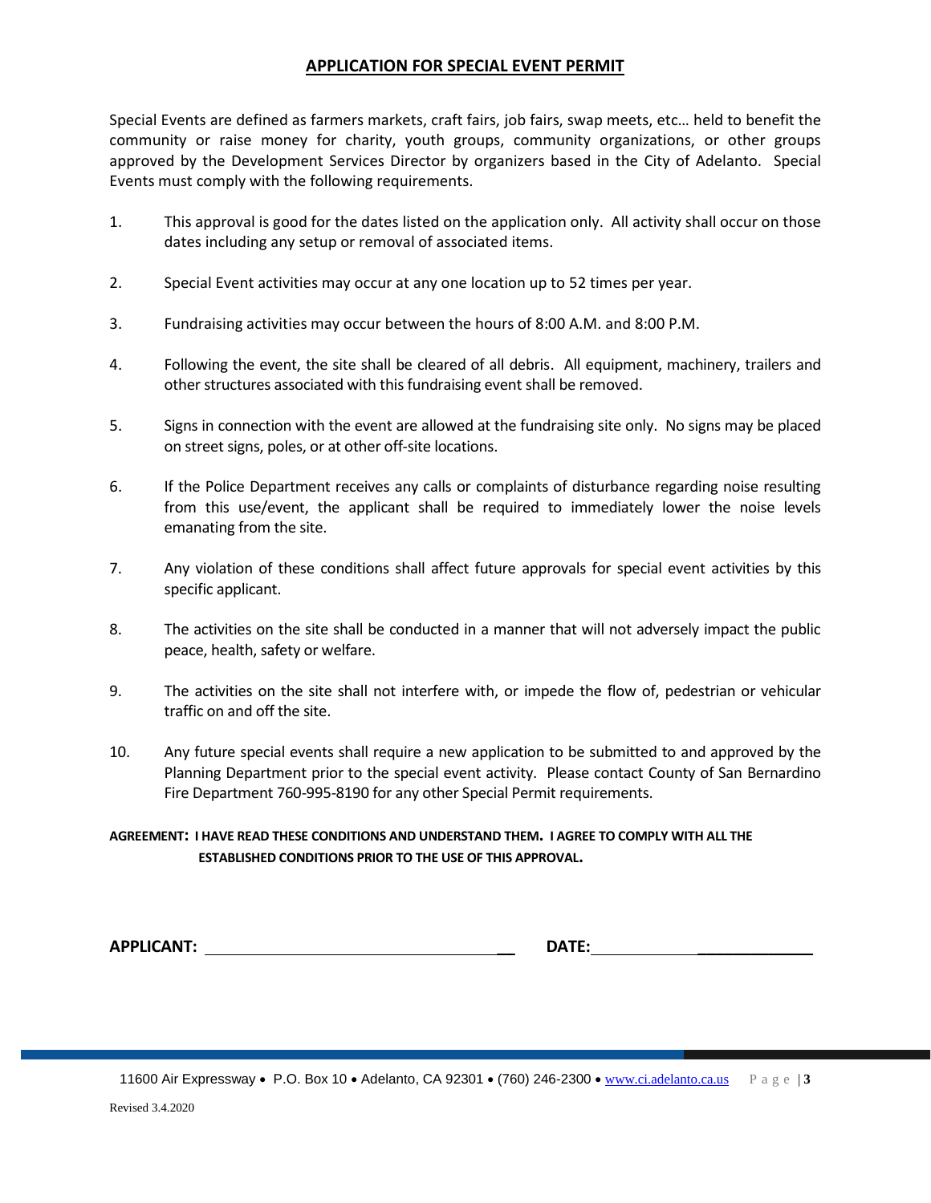# APPLICATION FOR SPECIAL EVENT PERMIT

Special Events are defined as farmers markets, craft fairs, job fairs, swap meets, etc… held to benefit the community or raise money for charity, youth groups, community organizations, or other groups approved by the Development Services Director by organizers based in the City of Adelanto. Special Events must comply with the following requirements.

1. This approval is good for the dates listed on the application only. All activity shall occur on those dates including any setup or removal of associated items.

2. Special Event activities may occur at any one location up to 52 times per year.

3. Fundraising activities may occur between the hours of 8:00 A.M. and 8:00 P.M.

4. Following the event, the site shall be cleared of all debris. All equipment, machinery, trailers and other structures associated with this fundraising event shall be removed.

5. Signs in connection with the event are allowed at the fundraising site only. No signs may be placed on street signs, poles, or at other off-site locations.

6. If the Police Department receives any calls or complaints of disturbance regarding noise resulting from this use/event, the applicant shall be required to immediately lower the noise levels emanating from the site.

7. Any violation of these conditions shall affect future approvals for special event activities by this specific applicant.

8. The activities on the site shall be conducted in a manner that will not adversely impact the public peace, health, safety or welfare.

9. The activities on the site shall not interfere with, or impede the flow of, pedestrian or vehicular traffic on and off the site.

10. Any future special events shall require a new application to be submitted to and approved by the Planning Department prior to the special event activity. Please contact County of San Bernardino Fire Department 760-995-8190 for any other Special Permit requirements.

**AGREEMENT: I HAVE READ THESE CONDITIONS AND UNDERSTAND THEM. I AGREE TO COMPLY WITH ALL THE ESTABLISHED CONDITIONS PRIOR TO THE USE OF THIS APPROVAL.**

**APPLICANT:** ______________________________ **DATE:** ____________________

11600 Air Expressway • P.O. Box 10 • Adelanto, CA 92301 • (760) 246-2300 • www.ci.adelanto.ca.us

Revised 3.4.2020